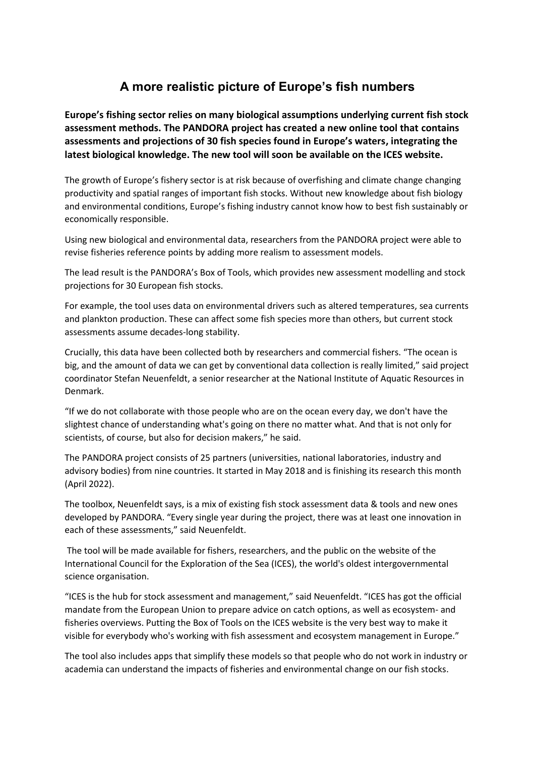# A more realistic picture of Europe's fish numbers

**Europe's fishing sector relies on many biological assumptions underlying current fish stock assessment methods. The PANDORA project has created a new online tool that contains assessments and projections of 30 fish species found in Europe's waters, integrating the latest biological knowledge. The new tool will soon be available on the ICES website.**

The growth of Europe's fishery sector is at risk because of overfishing and climate change changing productivity and spatial ranges of important fish stocks. Without new knowledge about fish biology and environmental conditions, Europe's fishing industry cannot know how to best fish sustainably or economically responsible.

Using new biological and environmental data, researchers from the PANDORA project were able to revise fisheries reference points by adding more realism to assessment models.

The lead result is the PANDORA's Box of Tools, which provides new assessment modelling and stock projections for 30 European fish stocks.

For example, the tool uses data on environmental drivers such as altered temperatures, sea currents and plankton production. These can affect some fish species more than others, but current stock assessments assume decades-long stability.

Crucially, this data have been collected both by researchers and commercial fishers. "The ocean is big, and the amount of data we can get by conventional data collection is really limited," said project coordinator Stefan Neuenfeldt, a senior researcher at the National Institute of Aquatic Resources in Denmark.

"If we do not collaborate with those people who are on the ocean every day, we don't have the slightest chance of understanding what's going on there no matter what. And that is not only for scientists, of course, but also for decision makers," he said.

The PANDORA project consists of 25 partners (universities, national laboratories, industry and advisory bodies) from nine countries. It started in May 2018 and is finishing its research this month (April 2022).

The toolbox, Neuenfeldt says, is a mix of existing fish stock assessment data & tools and new ones developed by PANDORA. "Every single year during the project, there was at least one innovation in each of these assessments," said Neuenfeldt.

The tool will be made available for fishers, researchers, and the public on the website of the International Council for the Exploration of the Sea (ICES), the world's oldest intergovernmental science organisation.

"ICES is the hub for stock assessment and management," said Neuenfeldt. "ICES has got the official mandate from the European Union to prepare advice on catch options, as well as ecosystem- and fisheries overviews. Putting the Box of Tools on the ICES website is the very best way to make it visible for everybody who's working with fish assessment and ecosystem management in Europe."

The tool also includes apps that simplify these models so that people who do not work in industry or academia can understand the impacts of fisheries and environmental change on our fish stocks.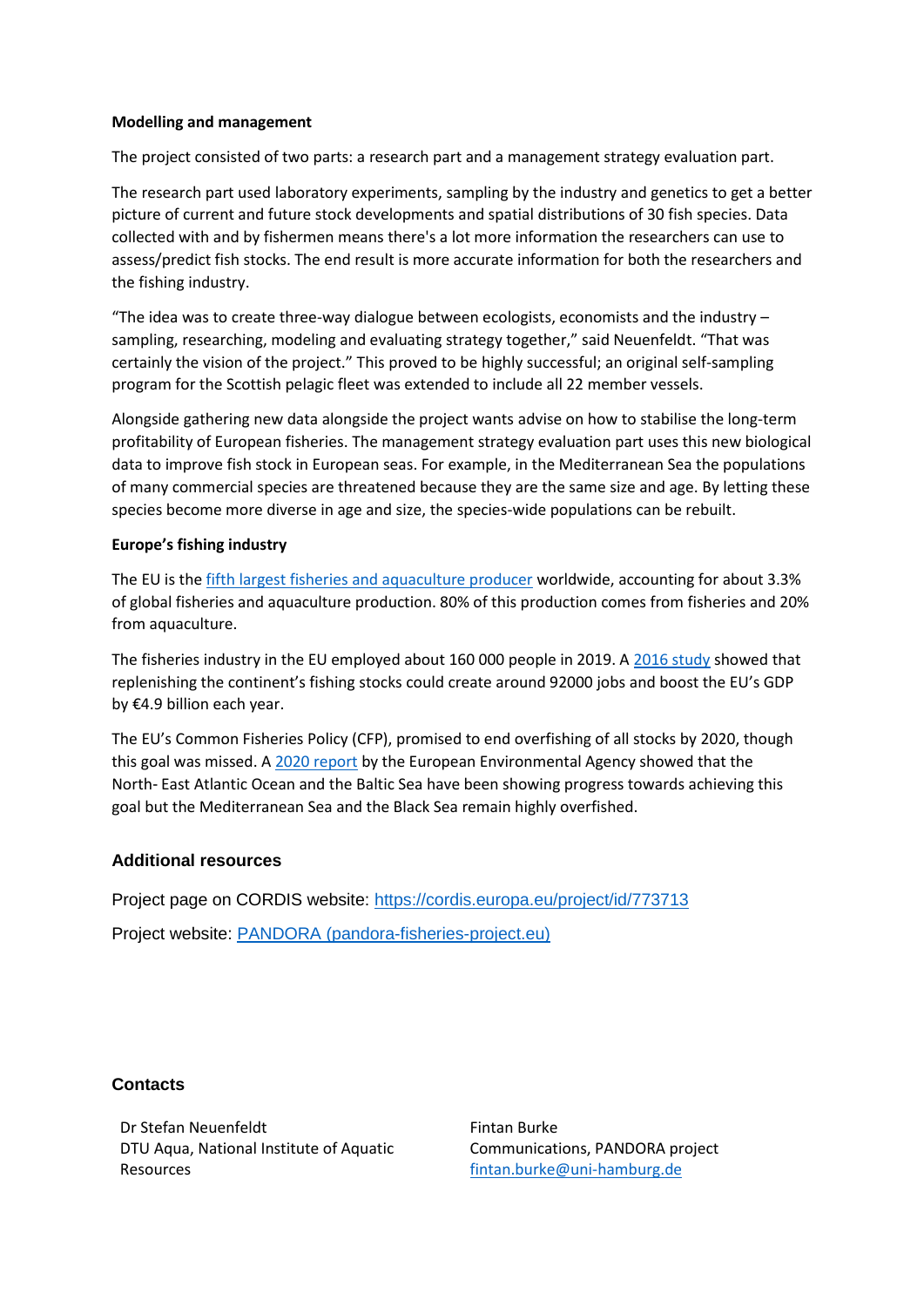**Modelling and management**

The project consisted of two parts: a research part and a management strategy evaluation part.

The research part used laboratory experiments, sampling by the industry and genetics to get a better picture of current and future stock developments and spatial distributions of 30 fish species. Data collected with and by fishermen means there's a lot more information the researchers can use to assess/predict fish stocks. The end result is more accurate information for both the researchers and the fishing industry.

"The idea was to create three-way dialogue between ecologists, economists and the industry – sampling, researching, modeling and evaluating strategy together," said Neuenfeldt. "That was certainly the vision of the project." This proved to be highly successful; an original self-sampling program for the Scottish pelagic fleet was extended to include all 22 member vessels.

Alongside gathering new data alongside the project wants advise on how to stabilise the long-term profitability of European fisheries. The management strategy evaluation part uses this new biological data to improve fish stock in European seas. For example, in the Mediterranean Sea the populations of many commercial species are threatened because they are the same size and age. By letting these species become more diverse in age and size, the species-wide populations can be rebuilt.

**Europe's fishing industry**

The EU is the [fifth largest fisheries and aquaculture producer] worldwide, accounting for about 3.3% of global fisheries and aquaculture production. 80% of this production comes from fisheries and 20% from aquaculture.

The fisheries industry in the EU employed about 160 000 people in 2019. A [2016 study] showed that replenishing the continent's fishing stocks could create around 92000 jobs and boost the EU's GDP by €4.9 billion each year.

The EU's Common Fisheries Policy (CFP), promised to end overfishing of all stocks by 2020, though this goal was missed. A [2020 report] by the European Environmental Agency showed that the North- East Atlantic Ocean and the Baltic Sea have been showing progress towards achieving this goal but the Mediterranean Sea and the Black Sea remain highly overfished.

## Additional resources

Project page on CORDIS website: https://cordis.europa.eu/project/id/773713

Project website: PANDORA (pandora-fisheries-project.eu)

## Contacts

Dr Stefan Neuenfeldt
DTU Aqua, National Institute of Aquatic Resources

Fintan Burke
Communications, PANDORA project
fintan.burke@uni-hamburg.de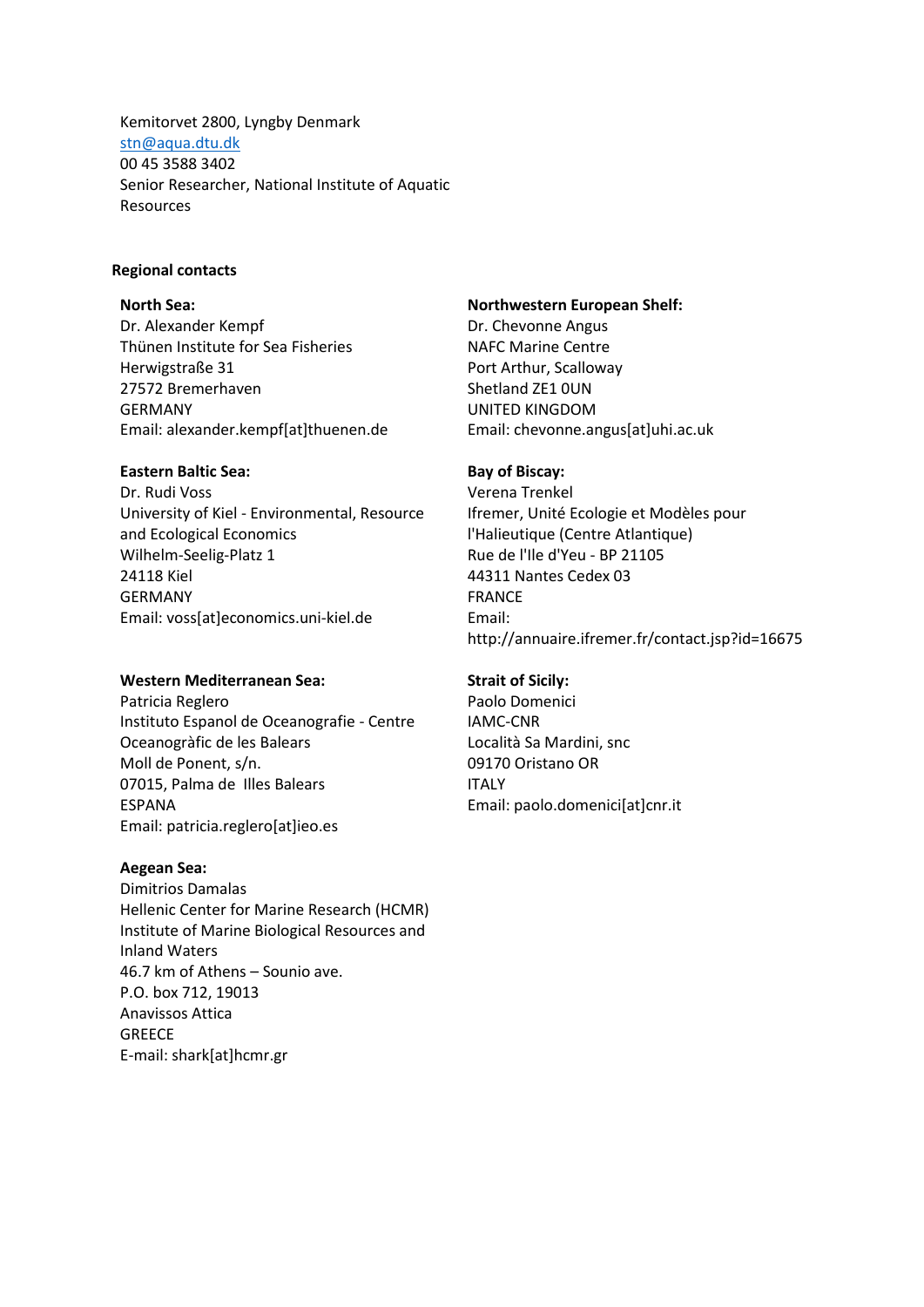Kemitorvet 2800, Lyngby Denmark
stn@aqua.dtu.dk
00 45 3588 3402
Senior Researcher, National Institute of Aquatic Resources

**Regional contacts**

**North Sea:**
Dr. Alexander Kempf
Thünen Institute for Sea Fisheries
Herwigstraße 31
27572 Bremerhaven
GERMANY
Email: alexander.kempf[at]thuenen.de

**Eastern Baltic Sea:**
Dr. Rudi Voss
University of Kiel - Environmental, Resource and Ecological Economics
Wilhelm-Seelig-Platz 1
24118 Kiel
GERMANY
Email: voss[at]economics.uni-kiel.de

**Western Mediterranean Sea:**
Patricia Reglero
Instituto Espanol de Oceanografie - Centre Oceanogràfic de les Balears
Moll de Ponent, s/n.
07015, Palma de Illes Balears
ESPANA
Email: patricia.reglero[at]ieo.es

**Aegean Sea:**
Dimitrios Damalas
Hellenic Center for Marine Research (HCMR)
Institute of Marine Biological Resources and Inland Waters
46.7 km of Athens – Sounio ave.
P.O. box 712, 19013
Anavissos Attica
GREECE
E-mail: shark[at]hcmr.gr

**Northwestern European Shelf:**
Dr. Chevonne Angus
NAFC Marine Centre
Port Arthur, Scalloway
Shetland ZE1 0UN
UNITED KINGDOM
Email: chevonne.angus[at]uhi.ac.uk

**Bay of Biscay:**
Verena Trenkel
Ifremer, Unité Ecologie et Modèles pour l'Halieutique (Centre Atlantique)
Rue de l'Ile d'Yeu - BP 21105
44311 Nantes Cedex 03
FRANCE
Email:
http://annuaire.ifremer.fr/contact.jsp?id=16675

**Strait of Sicily:**
Paolo Domenici
IAMC-CNR
Località Sa Mardini, snc
09170 Oristano OR
ITALY
Email: paolo.domenici[at]cnr.it